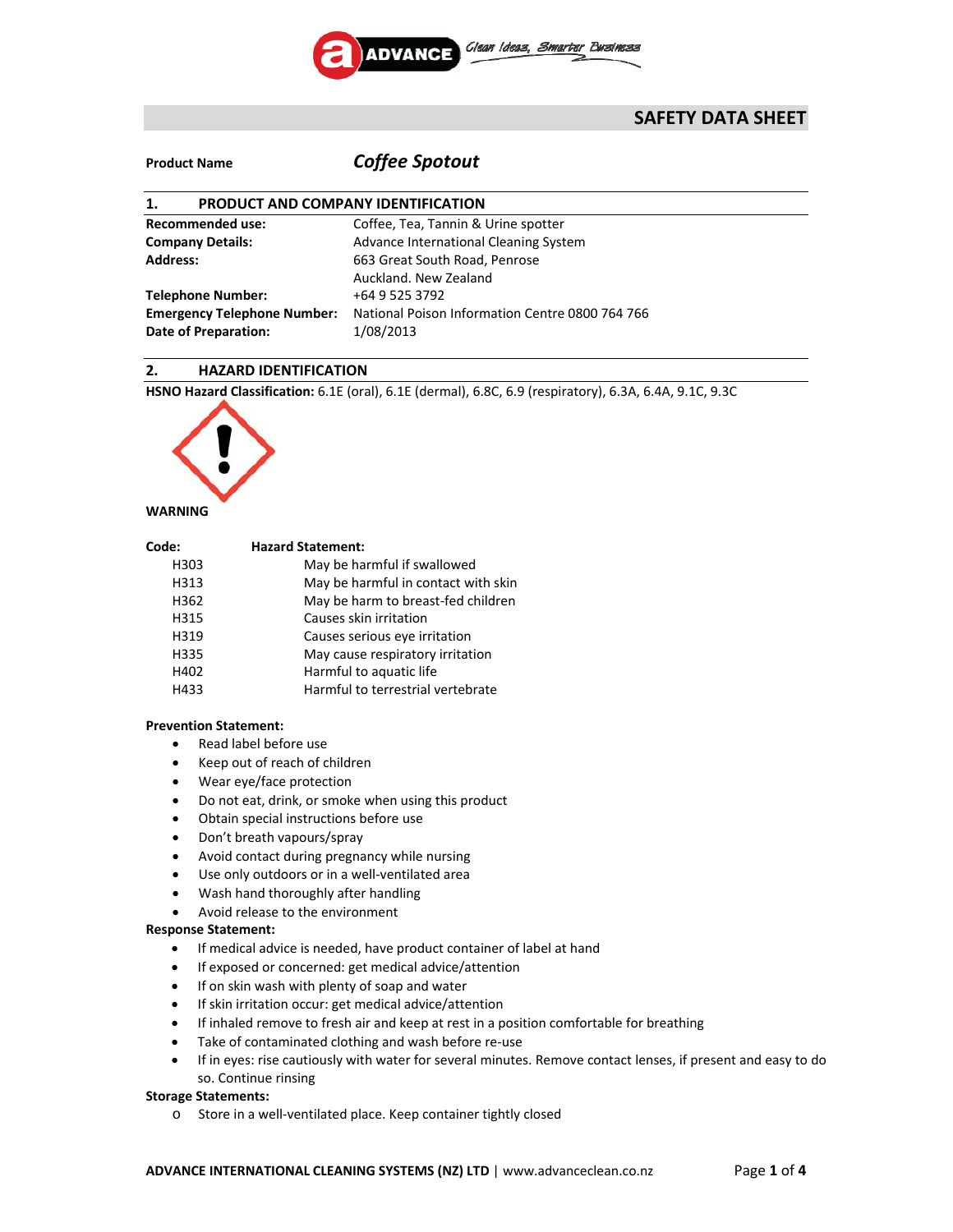# SAFETY DATA SHEET

**Product Name** *Coffee Spotout*

## 1. PRODUCT AND COMPANY IDENTIFICATION

| | |
|---|---|
| **Recommended use:** | Coffee, Tea, Tannin & Urine spotter |
| **Company Details:** | Advance International Cleaning System |
| **Address:** | 663 Great South Road, Penrose<br>Auckland. New Zealand |
| **Telephone Number:** | +64 9 525 3792 |
| **Emergency Telephone Number:** | National Poison Information Centre 0800 764 766 |
| **Date of Preparation:** | 1/08/2013 |

## 2. HAZARD IDENTIFICATION

**HSNO Hazard Classification:** 6.1E (oral), 6.1E (dermal), 6.8C, 6.9 (respiratory), 6.3A, 6.4A, 9.1C, 9.3C

**WARNING**

| Code: | Hazard Statement: |
|---|---|
| H303 | May be harmful if swallowed |
| H313 | May be harmful in contact with skin |
| H362 | May be harm to breast-fed children |
| H315 | Causes skin irritation |
| H319 | Causes serious eye irritation |
| H335 | May cause respiratory irritation |
| H402 | Harmful to aquatic life |
| H433 | Harmful to terrestrial vertebrate |

**Prevention Statement:**

- Read label before use
- Keep out of reach of children
- Wear eye/face protection
- Do not eat, drink, or smoke when using this product
- Obtain special instructions before use
- Don't breath vapours/spray
- Avoid contact during pregnancy while nursing
- Use only outdoors or in a well-ventilated area
- Wash hand thoroughly after handling
- Avoid release to the environment

**Response Statement:**

- If medical advice is needed, have product container of label at hand
- If exposed or concerned: get medical advice/attention
- If on skin wash with plenty of soap and water
- If skin irritation occur: get medical advice/attention
- If inhaled remove to fresh air and keep at rest in a position comfortable for breathing
- Take of contaminated clothing and wash before re-use
- If in eyes: rise cautiously with water for several minutes. Remove contact lenses, if present and easy to do so. Continue rinsing

**Storage Statements:**

- Store in a well-ventilated place. Keep container tightly closed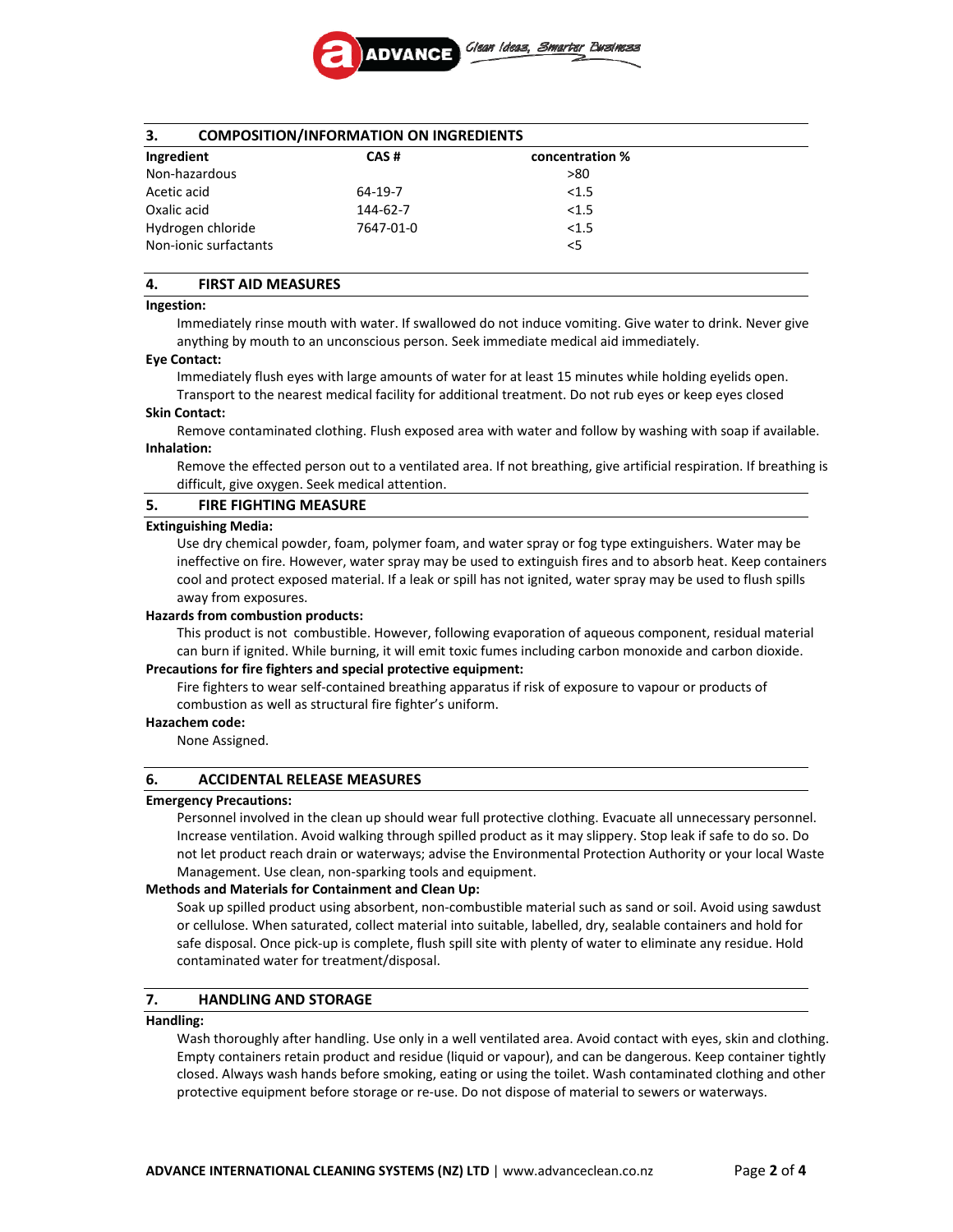## 3. COMPOSITION/INFORMATION ON INGREDIENTS

| Ingredient | CAS # | concentration % |
|---|---|---|
| Non-hazardous | | >80 |
| Acetic acid | 64-19-7 | <1.5 |
| Oxalic acid | 144-62-7 | <1.5 |
| Hydrogen chloride | 7647-01-0 | <1.5 |
| Non-ionic surfactants | | <5 |

## 4. FIRST AID MEASURES

**Ingestion:**

Immediately rinse mouth with water. If swallowed do not induce vomiting. Give water to drink. Never give anything by mouth to an unconscious person. Seek immediate medical aid immediately.

**Eye Contact:**

Immediately flush eyes with large amounts of water for at least 15 minutes while holding eyelids open. Transport to the nearest medical facility for additional treatment. Do not rub eyes or keep eyes closed

**Skin Contact:**

Remove contaminated clothing. Flush exposed area with water and follow by washing with soap if available.

**Inhalation:**

Remove the effected person out to a ventilated area. If not breathing, give artificial respiration. If breathing is difficult, give oxygen. Seek medical attention.

## 5. FIRE FIGHTING MEASURE

**Extinguishing Media:**

Use dry chemical powder, foam, polymer foam, and water spray or fog type extinguishers. Water may be ineffective on fire. However, water spray may be used to extinguish fires and to absorb heat. Keep containers cool and protect exposed material. If a leak or spill has not ignited, water spray may be used to flush spills away from exposures.

**Hazards from combustion products:**

This product is not combustible. However, following evaporation of aqueous component, residual material can burn if ignited. While burning, it will emit toxic fumes including carbon monoxide and carbon dioxide.

**Precautions for fire fighters and special protective equipment:**

Fire fighters to wear self-contained breathing apparatus if risk of exposure to vapour or products of combustion as well as structural fire fighter's uniform.

**Hazachem code:**

None Assigned.

## 6. ACCIDENTAL RELEASE MEASURES

**Emergency Precautions:**

Personnel involved in the clean up should wear full protective clothing. Evacuate all unnecessary personnel. Increase ventilation. Avoid walking through spilled product as it may slippery. Stop leak if safe to do so. Do not let product reach drain or waterways; advise the Environmental Protection Authority or your local Waste Management. Use clean, non-sparking tools and equipment.

**Methods and Materials for Containment and Clean Up:**

Soak up spilled product using absorbent, non-combustible material such as sand or soil. Avoid using sawdust or cellulose. When saturated, collect material into suitable, labelled, dry, sealable containers and hold for safe disposal. Once pick-up is complete, flush spill site with plenty of water to eliminate any residue. Hold contaminated water for treatment/disposal.

## 7. HANDLING AND STORAGE

**Handling:**

Wash thoroughly after handling. Use only in a well ventilated area. Avoid contact with eyes, skin and clothing. Empty containers retain product and residue (liquid or vapour), and can be dangerous. Keep container tightly closed. Always wash hands before smoking, eating or using the toilet. Wash contaminated clothing and other protective equipment before storage or re-use. Do not dispose of material to sewers or waterways.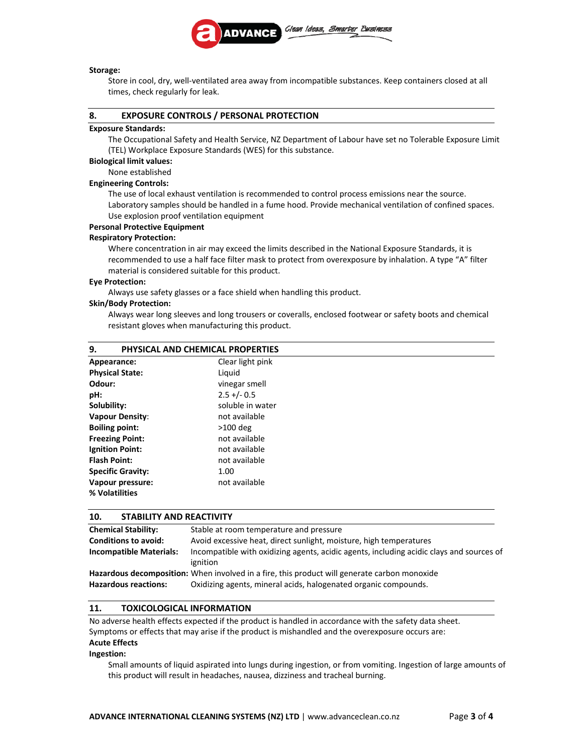**Storage:**

Store in cool, dry, well-ventilated area away from incompatible substances. Keep containers closed at all times, check regularly for leak.

## 8. EXPOSURE CONTROLS / PERSONAL PROTECTION

**Exposure Standards:**

The Occupational Safety and Health Service, NZ Department of Labour have set no Tolerable Exposure Limit (TEL) Workplace Exposure Standards (WES) for this substance.

**Biological limit values:**

None established

**Engineering Controls:**

The use of local exhaust ventilation is recommended to control process emissions near the source. Laboratory samples should be handled in a fume hood. Provide mechanical ventilation of confined spaces. Use explosion proof ventilation equipment

**Personal Protective Equipment**

**Respiratory Protection:**

Where concentration in air may exceed the limits described in the National Exposure Standards, it is recommended to use a half face filter mask to protect from overexposure by inhalation. A type "A" filter material is considered suitable for this product.

**Eye Protection:**

Always use safety glasses or a face shield when handling this product.

**Skin/Body Protection:**

Always wear long sleeves and long trousers or coveralls, enclosed footwear or safety boots and chemical resistant gloves when manufacturing this product.

## 9. PHYSICAL AND CHEMICAL PROPERTIES

| | |
|---|---|
| **Appearance:** | Clear light pink |
| **Physical State:** | Liquid |
| **Odour:** | vinegar smell |
| **pH:** | 2.5 +/- 0.5 |
| **Solubility:** | soluble in water |
| **Vapour Density:** | not available |
| **Boiling point:** | >100 deg |
| **Freezing Point:** | not available |
| **Ignition Point:** | not available |
| **Flash Point:** | not available |
| **Specific Gravity:** | 1.00 |
| **Vapour pressure:** | not available |
| **% Volatilities** | |

## 10. STABILITY AND REACTIVITY

| | |
|---|---|
| **Chemical Stability:** | Stable at room temperature and pressure |
| **Conditions to avoid:** | Avoid excessive heat, direct sunlight, moisture, high temperatures |
| **Incompatible Materials:** | Incompatible with oxidizing agents, acidic agents, including acidic clays and sources of ignition |
| **Hazardous decomposition:** | When involved in a fire, this product will generate carbon monoxide |
| **Hazardous reactions:** | Oxidizing agents, mineral acids, halogenated organic compounds. |

## 11. TOXICOLOGICAL INFORMATION

No adverse health effects expected if the product is handled in accordance with the safety data sheet. Symptoms or effects that may arise if the product is mishandled and the overexposure occurs are:

**Acute Effects**

**Ingestion:**

Small amounts of liquid aspirated into lungs during ingestion, or from vomiting. Ingestion of large amounts of this product will result in headaches, nausea, dizziness and tracheal burning.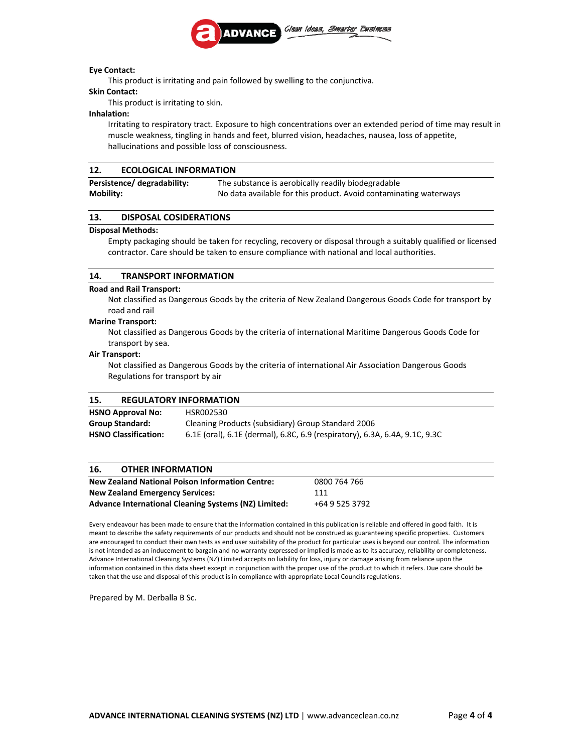**Eye Contact:**

This product is irritating and pain followed by swelling to the conjunctiva.

**Skin Contact:**

This product is irritating to skin.

**Inhalation:**

Irritating to respiratory tract. Exposure to high concentrations over an extended period of time may result in muscle weakness, tingling in hands and feet, blurred vision, headaches, nausea, loss of appetite, hallucinations and possible loss of consciousness.

## 12. ECOLOGICAL INFORMATION

| | |
|---|---|
| **Persistence/ degradability:** | The substance is aerobically readily biodegradable |
| **Mobility:** | No data available for this product. Avoid contaminating waterways |

## 13. DISPOSAL COSIDERATIONS

**Disposal Methods:**

Empty packaging should be taken for recycling, recovery or disposal through a suitably qualified or licensed contractor. Care should be taken to ensure compliance with national and local authorities.

## 14. TRANSPORT INFORMATION

**Road and Rail Transport:**

Not classified as Dangerous Goods by the criteria of New Zealand Dangerous Goods Code for transport by road and rail

**Marine Transport:**

Not classified as Dangerous Goods by the criteria of international Maritime Dangerous Goods Code for transport by sea.

**Air Transport:**

Not classified as Dangerous Goods by the criteria of international Air Association Dangerous Goods Regulations for transport by air

## 15. REGULATORY INFORMATION

| | |
|---|---|
| **HSNO Approval No:** | HSR002530 |
| **Group Standard:** | Cleaning Products (subsidiary) Group Standard 2006 |
| **HSNO Classification:** | 6.1E (oral), 6.1E (dermal), 6.8C, 6.9 (respiratory), 6.3A, 6.4A, 9.1C, 9.3C |

## 16. OTHER INFORMATION

| | |
|---|---|
| **New Zealand National Poison Information Centre:** | 0800 764 766 |
| **New Zealand Emergency Services:** | 111 |
| **Advance International Cleaning Systems (NZ) Limited:** | +64 9 525 3792 |

Every endeavour has been made to ensure that the information contained in this publication is reliable and offered in good faith. It is meant to describe the safety requirements of our products and should not be construed as guaranteeing specific properties. Customers are encouraged to conduct their own tests as end user suitability of the product for particular uses is beyond our control. The information is not intended as an inducement to bargain and no warranty expressed or implied is made as to its accuracy, reliability or completeness. Advance International Cleaning Systems (NZ) Limited accepts no liability for loss, injury or damage arising from reliance upon the information contained in this data sheet except in conjunction with the proper use of the product to which it refers. Due care should be taken that the use and disposal of this product is in compliance with appropriate Local Councils regulations.

Prepared by M. Derballa B Sc.